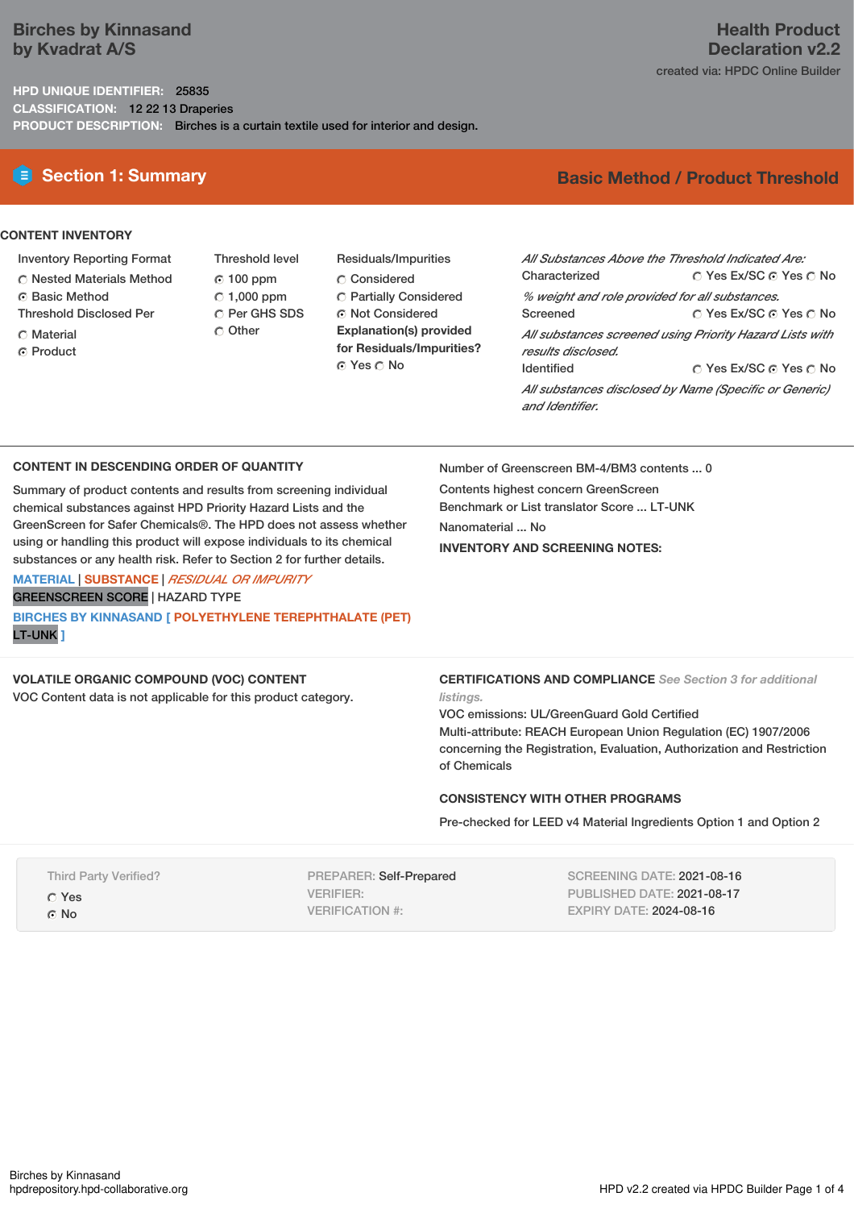# Birches by Kinnasand by Kvadrat A/S

## Health Product Declaration v2.2

created via: HPDC Online Builder

**HPD UNIQUE IDENTIFIER:** 25835
**CLASSIFICATION:** 12 22 13 Draperies
**PRODUCT DESCRIPTION:** Birches is a curtain textile used for interior and design.

## Section 1: Summary

**Basic Method / Product Threshold**

### CONTENT INVENTORY

**Inventory Reporting Format**
- ◯ Nested Materials Method
- ◉ Basic Method

**Threshold Disclosed Per**
- ◯ Material
- ◉ Product

**Threshold level**
- ◉ 100 ppm
- ◯ 1,000 ppm
- ◯ Per GHS SDS
- ◯ Other

**Residuals/Impurities**
- ◯ Considered
- ◯ Partially Considered
- ◉ Not Considered

**Explanation(s) provided for Residuals/Impurities?**
◉ Yes ◯ No

*All Substances Above the Threshold Indicated Are:*

Characterized ◯ Yes Ex/SC ◉ Yes ◯ No
*% weight and role provided for all substances.*

Screened ◯ Yes Ex/SC ◉ Yes ◯ No
*All substances screened using Priority Hazard Lists with results disclosed.*

Identified ◯ Yes Ex/SC ◉ Yes ◯ No
*All substances disclosed by Name (Specific or Generic) and Identifier.*

### CONTENT IN DESCENDING ORDER OF QUANTITY

Summary of product contents and results from screening individual chemical substances against HPD Priority Hazard Lists and the GreenScreen for Safer Chemicals®. The HPD does not assess whether using or handling this product will expose individuals to its chemical substances or any health risk. Refer to Section 2 for further details.

MATERIAL | SUBSTANCE | *RESIDUAL OR IMPURITY*
GREENSCREEN SCORE | HAZARD TYPE

**BIRCHES BY KINNASAND [ POLYETHYLENE TEREPHTHALATE (PET)** LT-UNK **]**

Number of Greenscreen BM-4/BM3 contents ... 0

Contents highest concern GreenScreen Benchmark or List translator Score ... LT-UNK

Nanomaterial ... No

**INVENTORY AND SCREENING NOTES:**

### VOLATILE ORGANIC COMPOUND (VOC) CONTENT

VOC Content data is not applicable for this product category.

### CERTIFICATIONS AND COMPLIANCE *See Section 3 for additional listings.*

VOC emissions: UL/GreenGuard Gold Certified

Multi-attribute: REACH European Union Regulation (EC) 1907/2006 concerning the Registration, Evaluation, Authorization and Restriction of Chemicals

### CONSISTENCY WITH OTHER PROGRAMS

Pre-checked for LEED v4 Material Ingredients Option 1 and Option 2

Third Party Verified?
- ◯ Yes
- ◉ No

PREPARER: Self-Prepared
VERIFIER:
VERIFICATION #:

SCREENING DATE: 2021-08-16
PUBLISHED DATE: 2021-08-17
EXPIRY DATE: 2024-08-16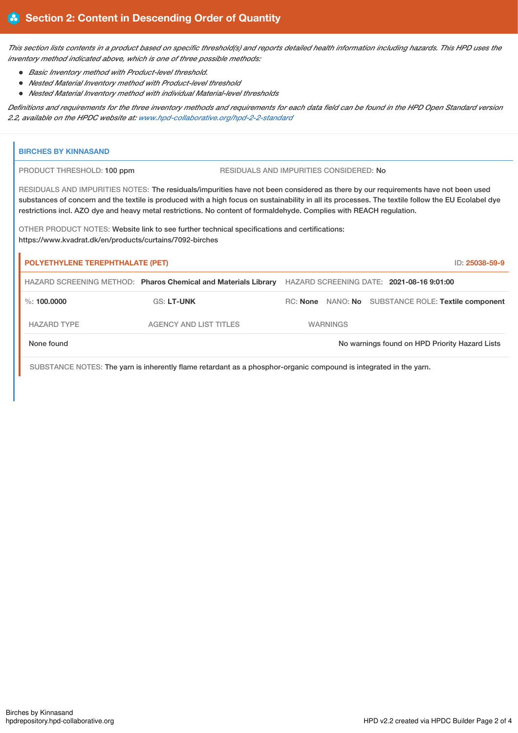## Section 2: Content in Descending Order of Quantity

*This section lists contents in a product based on specific threshold(s) and reports detailed health information including hazards. This HPD uses the inventory method indicated above, which is one of three possible methods:*

- *Basic Inventory method with Product-level threshold.*
- *Nested Material Inventory method with Product-level threshold*
- *Nested Material Inventory method with individual Material-level thresholds*

*Definitions and requirements for the three inventory methods and requirements for each data field can be found in the HPD Open Standard version 2.2, available on the HPDC website at: www.hpd-collaborative.org/hpd-2-2-standard*

### BIRCHES BY KINNASAND

PRODUCT THRESHOLD: 100 ppm

RESIDUALS AND IMPURITIES CONSIDERED: No

RESIDUALS AND IMPURITIES NOTES: The residuals/impurities have not been considered as there by our requirements have not been used substances of concern and the textile is produced with a high focus on sustainability in all its processes. The textile follow the EU Ecolabel dye restrictions incl. AZO dye and heavy metal restrictions. No content of formaldehyde. Complies with REACH regulation.

OTHER PRODUCT NOTES: Website link to see further technical specifications and certifications: https://www.kvadrat.dk/en/products/curtains/7092-birches

#### POLYETHYLENE TEREPHTHALATE (PET)

ID: 25038-59-9

HAZARD SCREENING METHOD: **Pharos Chemical and Materials Library** HAZARD SCREENING DATE: **2021-08-16 9:01:00**

%: **100.0000** GS: **LT-UNK** RC: **None** NANO: **No** SUBSTANCE ROLE: **Textile component**

| HAZARD TYPE | AGENCY AND LIST TITLES | WARNINGS |
|---|---|---|
| None found | | No warnings found on HPD Priority Hazard Lists |

SUBSTANCE NOTES: The yarn is inherently flame retardant as a phosphor-organic compound is integrated in the yarn.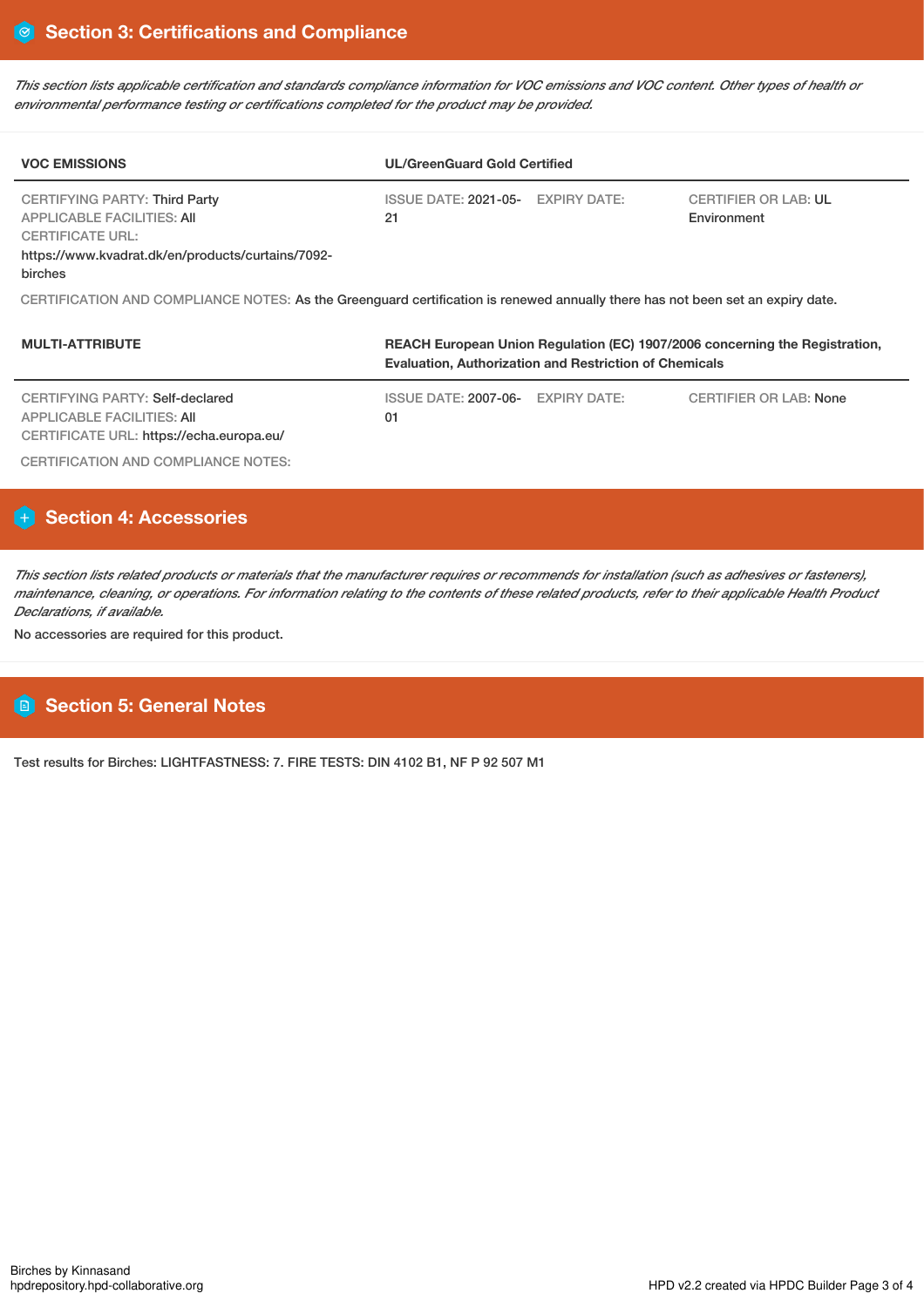## Section 3: Certifications and Compliance

*This section lists applicable certification and standards compliance information for VOC emissions and VOC content. Other types of health or environmental performance testing or certifications completed for the product may be provided.*

| VOC EMISSIONS | UL/GreenGuard Gold Certified | | |
|---|---|---|---|
| CERTIFYING PARTY: Third Party<br>APPLICABLE FACILITIES: All<br>CERTIFICATE URL:<br>https://www.kvadrat.dk/en/products/curtains/7092-birches | ISSUE DATE: 2021-05-21 | EXPIRY DATE: | CERTIFIER OR LAB: UL Environment |

CERTIFICATION AND COMPLIANCE NOTES: As the Greenguard certification is renewed annually there has not been set an expiry date.

| MULTI-ATTRIBUTE | REACH European Union Regulation (EC) 1907/2006 concerning the Registration, Evaluation, Authorization and Restriction of Chemicals | | |
|---|---|---|---|
| CERTIFYING PARTY: Self-declared<br>APPLICABLE FACILITIES: All<br>CERTIFICATE URL: https://echa.europa.eu/ | ISSUE DATE: 2007-06-01 | EXPIRY DATE: | CERTIFIER OR LAB: None |

CERTIFICATION AND COMPLIANCE NOTES:

## Section 4: Accessories

*This section lists related products or materials that the manufacturer requires or recommends for installation (such as adhesives or fasteners), maintenance, cleaning, or operations. For information relating to the contents of these related products, refer to their applicable Health Product Declarations, if available.*

No accessories are required for this product.

## Section 5: General Notes

Test results for Birches: LIGHTFASTNESS: 7. FIRE TESTS: DIN 4102 B1, NF P 92 507 M1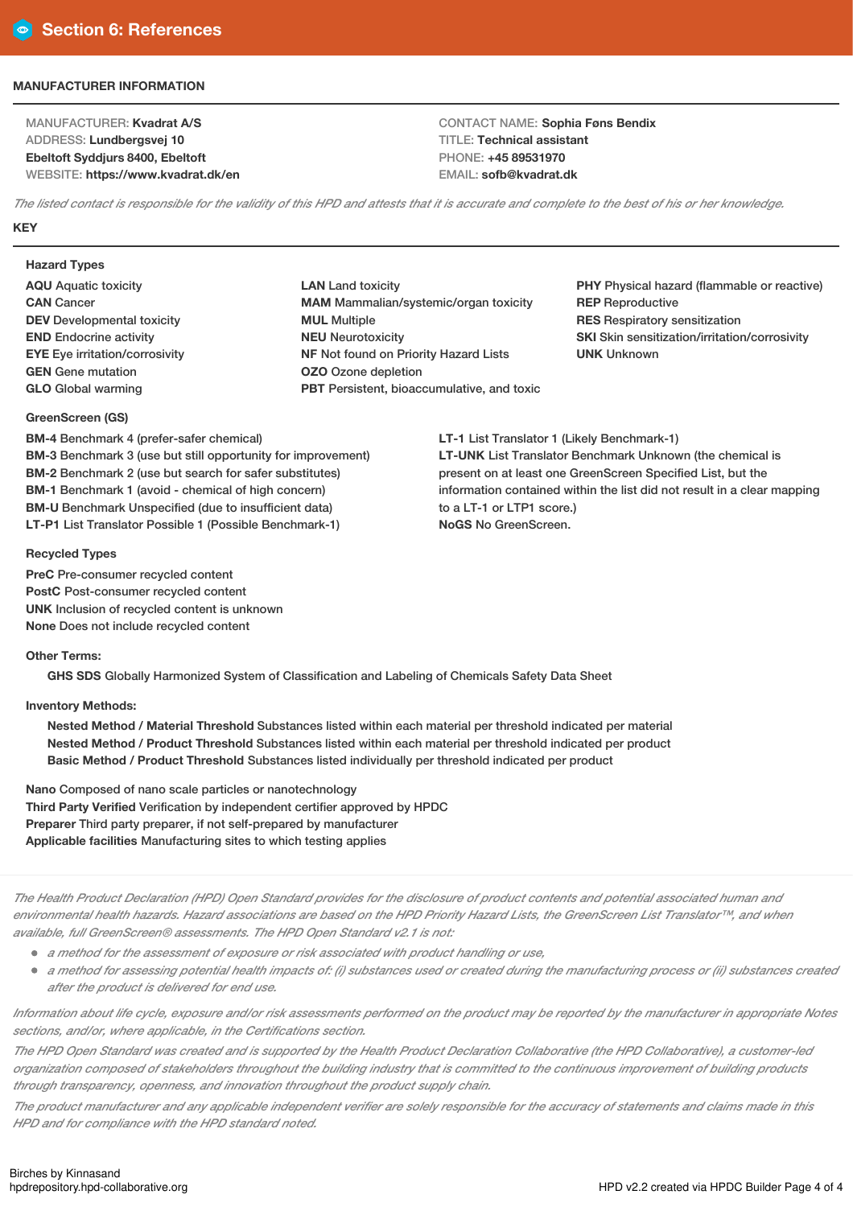## Section 6: References

### MANUFACTURER INFORMATION

MANUFACTURER: **Kvadrat A/S**
ADDRESS: **Lundbergsvej 10**
**Ebeltoft Syddjurs 8400, Ebeltoft**
WEBSITE: **https://www.kvadrat.dk/en**

CONTACT NAME: **Sophia Føns Bendix**
TITLE: **Technical assistant**
PHONE: **+45 89531970**
EMAIL: **sofb@kvadrat.dk**

*The listed contact is responsible for the validity of this HPD and attests that it is accurate and complete to the best of his or her knowledge.*

### KEY

**Hazard Types**

**AQU** Aquatic toxicity
**CAN** Cancer
**DEV** Developmental toxicity
**END** Endocrine activity
**EYE** Eye irritation/corrosivity
**GEN** Gene mutation
**GLO** Global warming
**LAN** Land toxicity
**MAM** Mammalian/systemic/organ toxicity
**MUL** Multiple
**NEU** Neurotoxicity
**NF** Not found on Priority Hazard Lists
**OZO** Ozone depletion
**PBT** Persistent, bioaccumulative, and toxic
**PHY** Physical hazard (flammable or reactive)
**REP** Reproductive
**RES** Respiratory sensitization
**SKI** Skin sensitization/irritation/corrosivity
**UNK** Unknown

**GreenScreen (GS)**

**BM-4** Benchmark 4 (prefer-safer chemical)
**BM-3** Benchmark 3 (use but still opportunity for improvement)
**BM-2** Benchmark 2 (use but search for safer substitutes)
**BM-1** Benchmark 1 (avoid - chemical of high concern)
**BM-U** Benchmark Unspecified (due to insufficient data)
**LT-P1** List Translator Possible 1 (Possible Benchmark-1)
**LT-1** List Translator 1 (Likely Benchmark-1)
**LT-UNK** List Translator Benchmark Unknown (the chemical is present on at least one GreenScreen Specified List, but the information contained within the list did not result in a clear mapping to a LT-1 or LTP1 score.)
**NoGS** No GreenScreen.

**Recycled Types**

**PreC** Pre-consumer recycled content
**PostC** Post-consumer recycled content
**UNK** Inclusion of recycled content is unknown
**None** Does not include recycled content

**Other Terms:**

**GHS SDS** Globally Harmonized System of Classification and Labeling of Chemicals Safety Data Sheet

**Inventory Methods:**

**Nested Method / Material Threshold** Substances listed within each material per threshold indicated per material
**Nested Method / Product Threshold** Substances listed within each material per threshold indicated per product
**Basic Method / Product Threshold** Substances listed individually per threshold indicated per product

**Nano** Composed of nano scale particles or nanotechnology
**Third Party Verified** Verification by independent certifier approved by HPDC
**Preparer** Third party preparer, if not self-prepared by manufacturer
**Applicable facilities** Manufacturing sites to which testing applies

*The Health Product Declaration (HPD) Open Standard provides for the disclosure of product contents and potential associated human and environmental health hazards. Hazard associations are based on the HPD Priority Hazard Lists, the GreenScreen List Translator™, and when available, full GreenScreen® assessments. The HPD Open Standard v2.1 is not:*

- *a method for the assessment of exposure or risk associated with product handling or use,*
- *a method for assessing potential health impacts of: (i) substances used or created during the manufacturing process or (ii) substances created after the product is delivered for end use.*

*Information about life cycle, exposure and/or risk assessments performed on the product may be reported by the manufacturer in appropriate Notes sections, and/or, where applicable, in the Certifications section.*

*The HPD Open Standard was created and is supported by the Health Product Declaration Collaborative (the HPD Collaborative), a customer-led organization composed of stakeholders throughout the building industry that is committed to the continuous improvement of building products through transparency, openness, and innovation throughout the product supply chain.*

*The product manufacturer and any applicable independent verifier are solely responsible for the accuracy of statements and claims made in this HPD and for compliance with the HPD standard noted.*